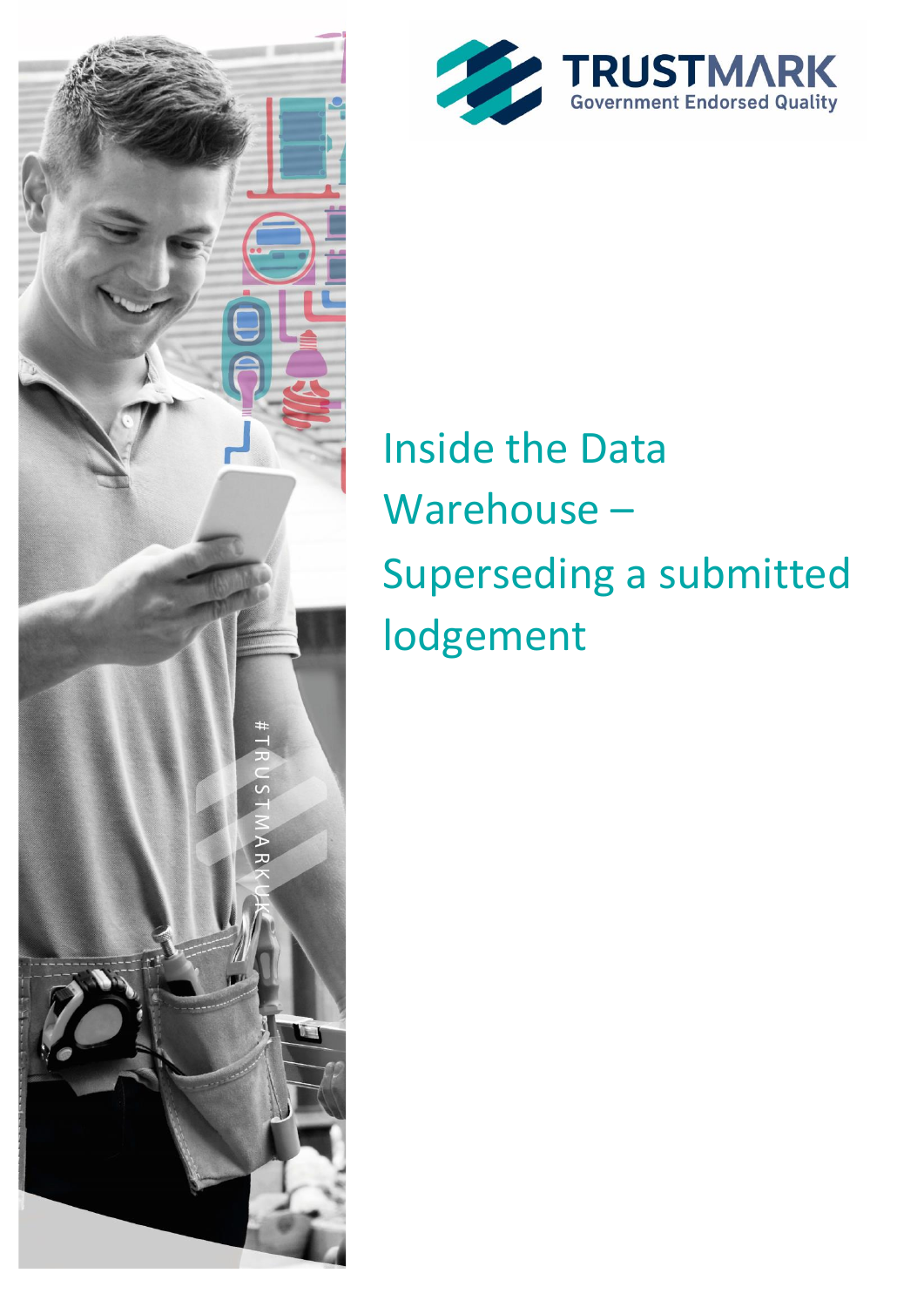TRUSTMARK
Government Endorsed Quality

# Inside the Data Warehouse – Superseding a submitted lodgement

#TRUSTMARKUK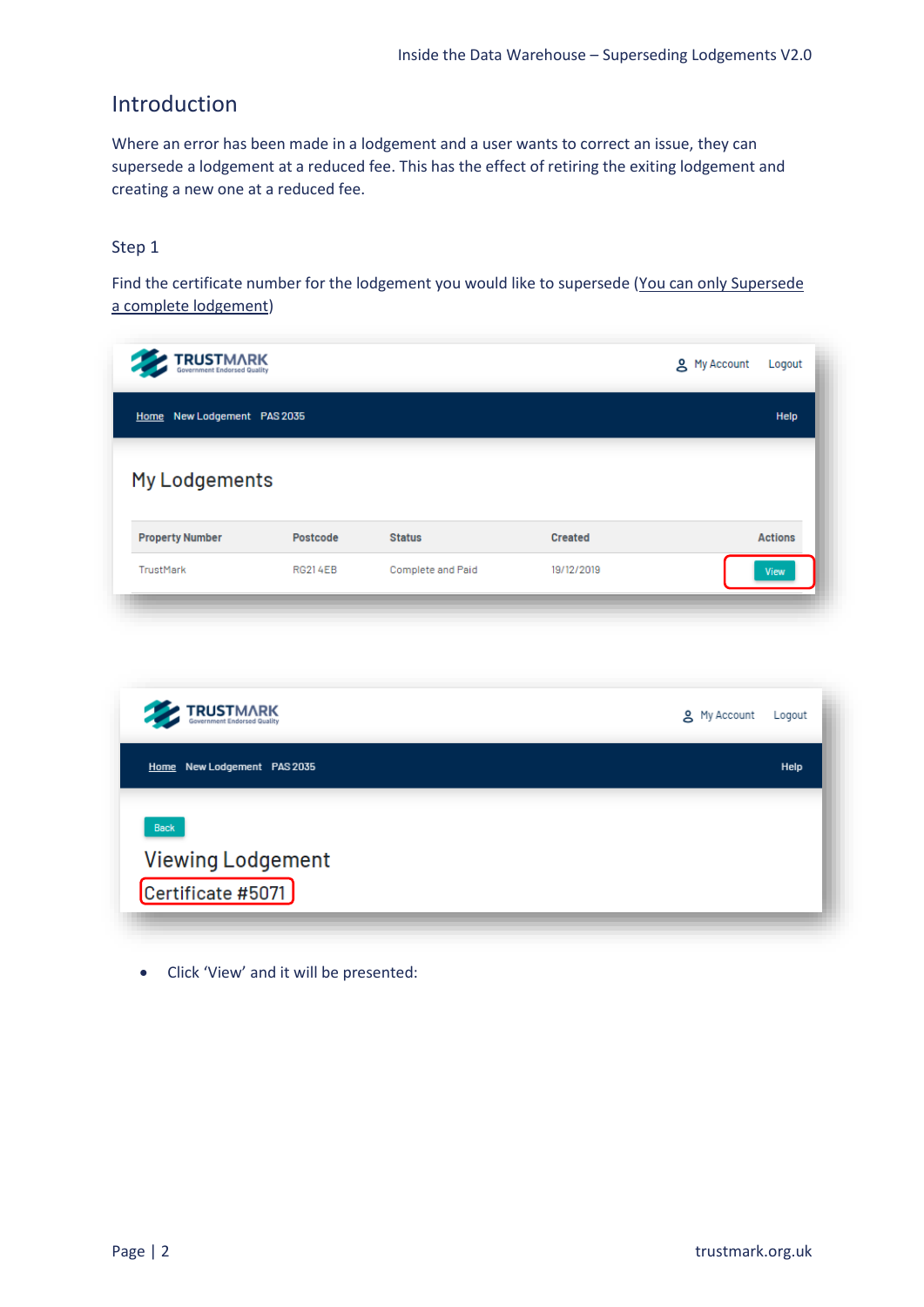## Introduction

Where an error has been made in a lodgement and a user wants to correct an issue, they can supersede a lodgement at a reduced fee. This has the effect of retiring the exiting lodgement and creating a new one at a reduced fee.

### Step 1

Find the certificate number for the lodgement you would like to supersede (<u>You can only Supersede a complete lodgement</u>)

- Click 'View' and it will be presented: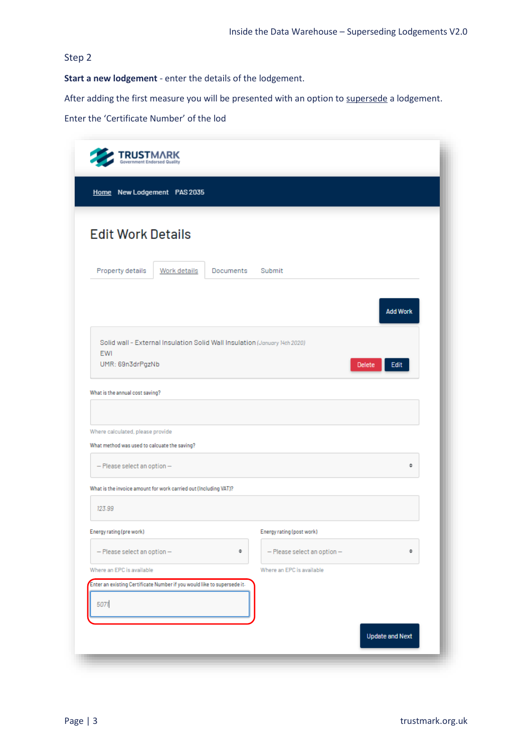Step 2

**Start a new lodgement** - enter the details of the lodgement.

After adding the first measure you will be presented with an option to supersede a lodgement.

Enter the 'Certificate Number' of the lod

TRUSTMARK
Government Endorsed Quality

Home New Lodgement PAS 2035

## Edit Work Details

Property details | Work details | Documents | Submit

Add Work

Solid wall - External Insulation Solid Wall Insulation *(January 14th 2020)*
EWI
UMR: 69n3drPgzNb

Delete Edit

What is the annual cost saving?

Where calculated, please provide

What method was used to calcuate the saving?

– Please select an option –

What is the invoice amount for work carried out (Including VAT)?

123.99

Energy rating (pre work)

– Please select an option –

Where an EPC is available

Energy rating (post work)

– Please select an option –

Where an EPC is available

Enter an existing Certificate Number if you would like to supersede it.

5071

Update and Next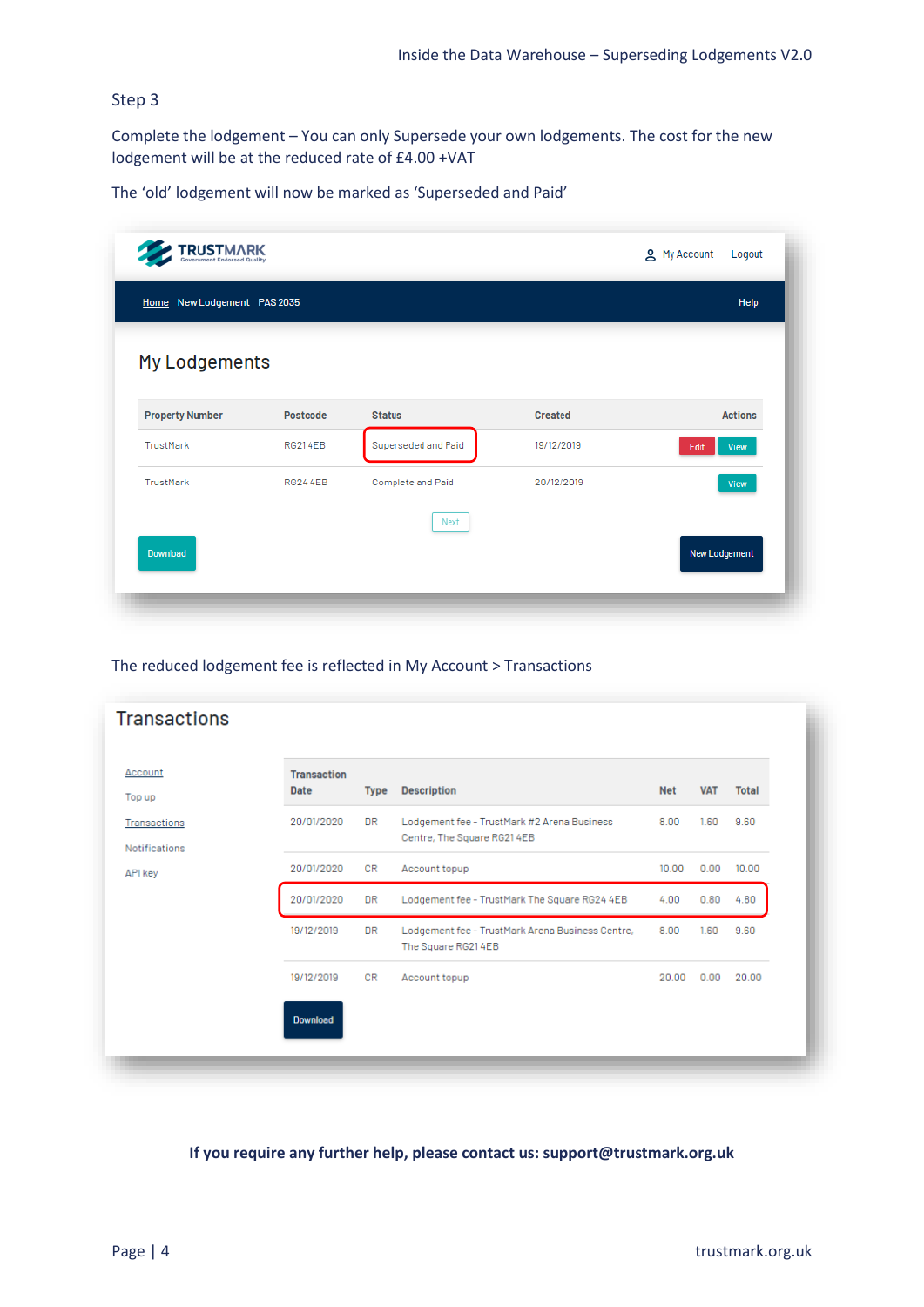Step 3

Complete the lodgement – You can only Supersede your own lodgements. The cost for the new lodgement will be at the reduced rate of £4.00 +VAT

The 'old' lodgement will now be marked as 'Superseded and Paid'

TRUSTMARK
Government Endorsed Quality

My Account Logout

Home New Lodgement PAS 2035 Help

## My Lodgements

| Property Number | Postcode | Status | Created | Actions |
|---|---|---|---|---|
| TrustMark | RG21 4EB | Superseded and Paid | 19/12/2019 | Edit View |
| TrustMark | RG24 4EB | Complete and Paid | 20/12/2019 | View |

Next

Download New Lodgement

The reduced lodgement fee is reflected in My Account > Transactions

## Transactions

Account
Top up
Transactions
Notifications
API key

| Transaction Date | Type | Description | Net | VAT | Total |
|---|---|---|---|---|---|
| 20/01/2020 | DR | Lodgement fee - TrustMark #2 Arena Business Centre, The Square RG21 4EB | 8.00 | 1.60 | 9.60 |
| 20/01/2020 | CR | Account topup | 10.00 | 0.00 | 10.00 |
| 20/01/2020 | DR | Lodgement fee - TrustMark The Square RG24 4EB | 4.00 | 0.80 | 4.80 |
| 19/12/2019 | DR | Lodgement fee - TrustMark Arena Business Centre, The Square RG21 4EB | 8.00 | 1.60 | 9.60 |
| 19/12/2019 | CR | Account topup | 20.00 | 0.00 | 20.00 |

Download

**If you require any further help, please contact us: support@trustmark.org.uk**